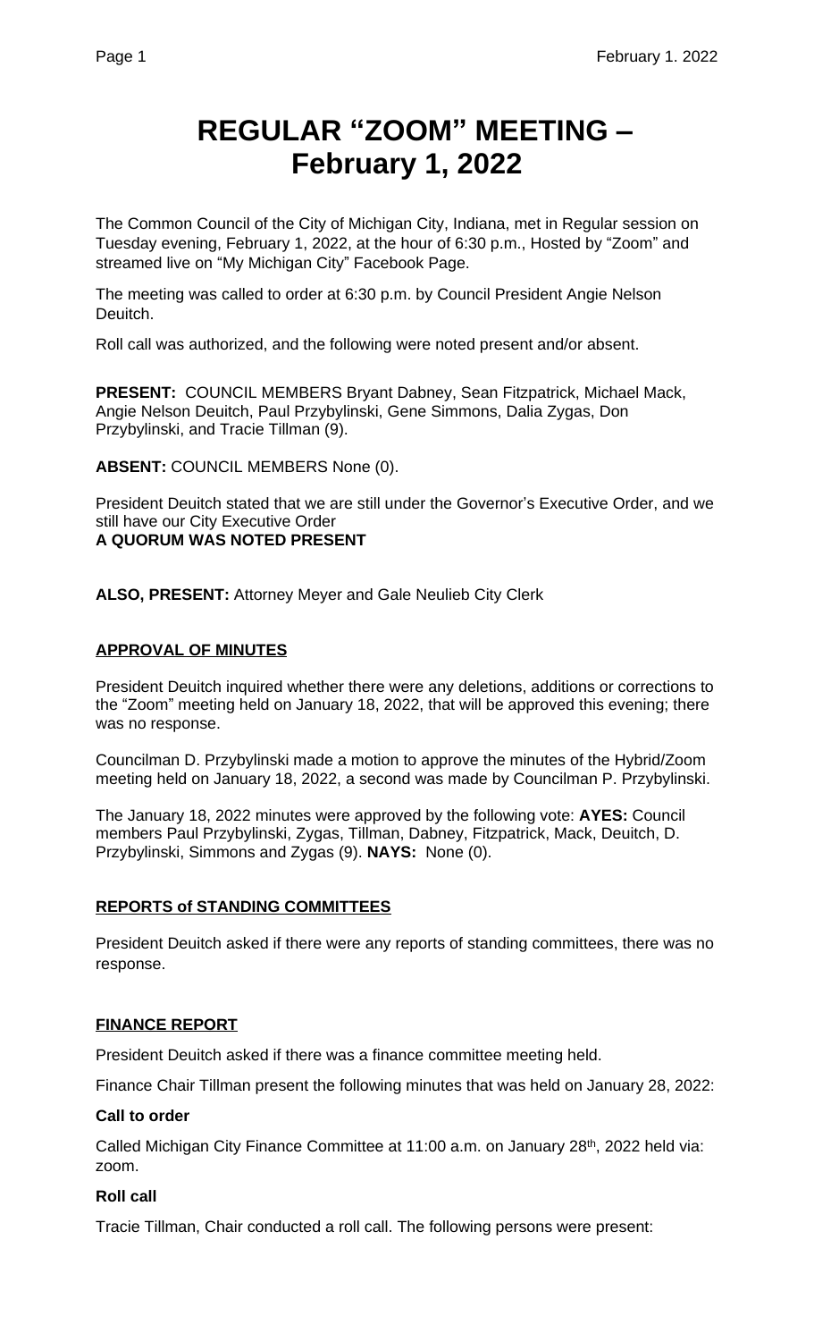# REGULAR "ZOOM" MEETING – February 1, 2022

The Common Council of the City of Michigan City, Indiana, met in Regular session on Tuesday evening, February 1, 2022, at the hour of 6:30 p.m., Hosted by "Zoom" and streamed live on "My Michigan City" Facebook Page.

The meeting was called to order at 6:30 p.m. by Council President Angie Nelson Deuitch.

Roll call was authorized, and the following were noted present and/or absent.

**PRESENT:** COUNCIL MEMBERS Bryant Dabney, Sean Fitzpatrick, Michael Mack, Angie Nelson Deuitch, Paul Przybylinski, Gene Simmons, Dalia Zygas, Don Przybylinski, and Tracie Tillman (9).

**ABSENT:** COUNCIL MEMBERS None (0).

President Deuitch stated that we are still under the Governor's Executive Order, and we still have our City Executive Order
**A QUORUM WAS NOTED PRESENT**

**ALSO, PRESENT:** Attorney Meyer and Gale Neulieb City Clerk

## APPROVAL OF MINUTES

President Deuitch inquired whether there were any deletions, additions or corrections to the "Zoom" meeting held on January 18, 2022, that will be approved this evening; there was no response.

Councilman D. Przybylinski made a motion to approve the minutes of the Hybrid/Zoom meeting held on January 18, 2022, a second was made by Councilman P. Przybylinski.

The January 18, 2022 minutes were approved by the following vote: **AYES:** Council members Paul Przybylinski, Zygas, Tillman, Dabney, Fitzpatrick, Mack, Deuitch, D. Przybylinski, Simmons and Zygas (9). **NAYS:** None (0).

## REPORTS of STANDING COMMITTEES

President Deuitch asked if there were any reports of standing committees, there was no response.

## FINANCE REPORT

President Deuitch asked if there was a finance committee meeting held.

Finance Chair Tillman present the following minutes that was held on January 28, 2022:

### Call to order

Called Michigan City Finance Committee at 11:00 a.m. on January 28th, 2022 held via: zoom.

### Roll call

Tracie Tillman, Chair conducted a roll call. The following persons were present: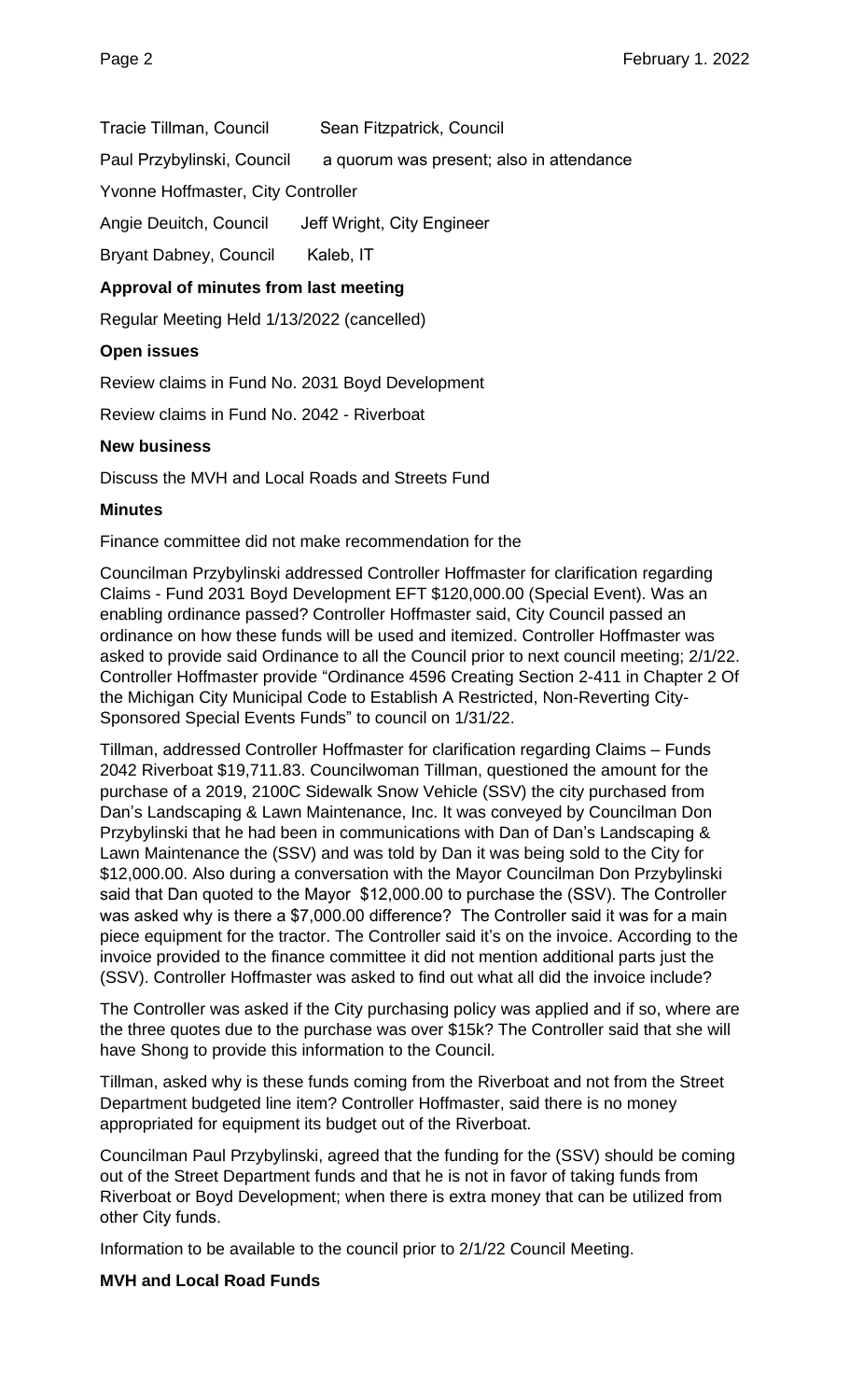Tracie Tillman, Council Sean Fitzpatrick, Council

Paul Przybylinski, Council a quorum was present; also in attendance

Yvonne Hoffmaster, City Controller

Angie Deuitch, Council Jeff Wright, City Engineer

Bryant Dabney, Council Kaleb, IT

**Approval of minutes from last meeting**

Regular Meeting Held 1/13/2022 (cancelled)

**Open issues**

Review claims in Fund No. 2031 Boyd Development

Review claims in Fund No. 2042 - Riverboat

**New business**

Discuss the MVH and Local Roads and Streets Fund

**Minutes**

Finance committee did not make recommendation for the

Councilman Przybylinski addressed Controller Hoffmaster for clarification regarding Claims - Fund 2031 Boyd Development EFT $120,000.00 (Special Event). Was an enabling ordinance passed? Controller Hoffmaster said, City Council passed an ordinance on how these funds will be used and itemized. Controller Hoffmaster was asked to provide said Ordinance to all the Council prior to next council meeting; 2/1/22. Controller Hoffmaster provide "Ordinance 4596 Creating Section 2-411 in Chapter 2 Of the Michigan City Municipal Code to Establish A Restricted, Non-Reverting City-Sponsored Special Events Funds" to council on 1/31/22.

Tillman, addressed Controller Hoffmaster for clarification regarding Claims – Funds 2042 Riverboat $19,711.83. Councilwoman Tillman, questioned the amount for the purchase of a 2019, 2100C Sidewalk Snow Vehicle (SSV) the city purchased from Dan's Landscaping & Lawn Maintenance, Inc. It was conveyed by Councilman Don Przybylinski that he had been in communications with Dan of Dan's Landscaping & Lawn Maintenance the (SSV) and was told by Dan it was being sold to the City for $12,000.00. Also during a conversation with the Mayor Councilman Don Przybylinski said that Dan quoted to the Mayor $12,000.00 to purchase the (SSV). The Controller was asked why is there a $7,000.00 difference? The Controller said it was for a main piece equipment for the tractor. The Controller said it's on the invoice. According to the invoice provided to the finance committee it did not mention additional parts just the (SSV). Controller Hoffmaster was asked to find out what all did the invoice include?

The Controller was asked if the City purchasing policy was applied and if so, where are the three quotes due to the purchase was over $15k? The Controller said that she will have Shong to provide this information to the Council.

Tillman, asked why is these funds coming from the Riverboat and not from the Street Department budgeted line item? Controller Hoffmaster, said there is no money appropriated for equipment its budget out of the Riverboat.

Councilman Paul Przybylinski, agreed that the funding for the (SSV) should be coming out of the Street Department funds and that he is not in favor of taking funds from Riverboat or Boyd Development; when there is extra money that can be utilized from other City funds.

Information to be available to the council prior to 2/1/22 Council Meeting.

**MVH and Local Road Funds**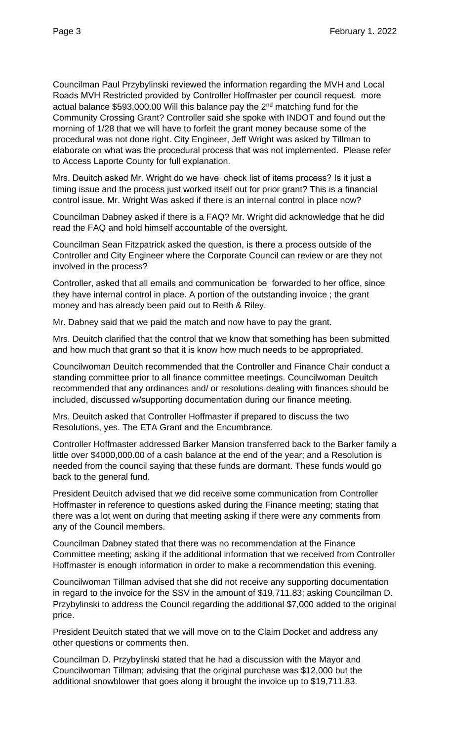Councilman Paul Przybylinski reviewed the information regarding the MVH and Local Roads MVH Restricted provided by Controller Hoffmaster per council request. more actual balance $593,000.00 Will this balance pay the 2nd matching fund for the Community Crossing Grant? Controller said she spoke with INDOT and found out the morning of 1/28 that we will have to forfeit the grant money because some of the procedural was not done right. City Engineer, Jeff Wright was asked by Tillman to elaborate on what was the procedural process that was not implemented. Please refer to Access Laporte County for full explanation.

Mrs. Deuitch asked Mr. Wright do we have check list of items process? Is it just a timing issue and the process just worked itself out for prior grant? This is a financial control issue. Mr. Wright Was asked if there is an internal control in place now?

Councilman Dabney asked if there is a FAQ? Mr. Wright did acknowledge that he did read the FAQ and hold himself accountable of the oversight.

Councilman Sean Fitzpatrick asked the question, is there a process outside of the Controller and City Engineer where the Corporate Council can review or are they not involved in the process?

Controller, asked that all emails and communication be forwarded to her office, since they have internal control in place. A portion of the outstanding invoice ; the grant money and has already been paid out to Reith & Riley.

Mr. Dabney said that we paid the match and now have to pay the grant.

Mrs. Deuitch clarified that the control that we know that something has been submitted and how much that grant so that it is know how much needs to be appropriated.

Councilwoman Deuitch recommended that the Controller and Finance Chair conduct a standing committee prior to all finance committee meetings. Councilwoman Deuitch recommended that any ordinances and/ or resolutions dealing with finances should be included, discussed w/supporting documentation during our finance meeting.

Mrs. Deuitch asked that Controller Hoffmaster if prepared to discuss the two Resolutions, yes. The ETA Grant and the Encumbrance.

Controller Hoffmaster addressed Barker Mansion transferred back to the Barker family a little over $4000,000.00 of a cash balance at the end of the year; and a Resolution is needed from the council saying that these funds are dormant. These funds would go back to the general fund.

President Deuitch advised that we did receive some communication from Controller Hoffmaster in reference to questions asked during the Finance meeting; stating that there was a lot went on during that meeting asking if there were any comments from any of the Council members.

Councilman Dabney stated that there was no recommendation at the Finance Committee meeting; asking if the additional information that we received from Controller Hoffmaster is enough information in order to make a recommendation this evening.

Councilwoman Tillman advised that she did not receive any supporting documentation in regard to the invoice for the SSV in the amount of $19,711.83; asking Councilman D. Przybylinski to address the Council regarding the additional $7,000 added to the original price.

President Deuitch stated that we will move on to the Claim Docket and address any other questions or comments then.

Councilman D. Przybylinski stated that he had a discussion with the Mayor and Councilwoman Tillman; advising that the original purchase was $12,000 but the additional snowblower that goes along it brought the invoice up to $19,711.83.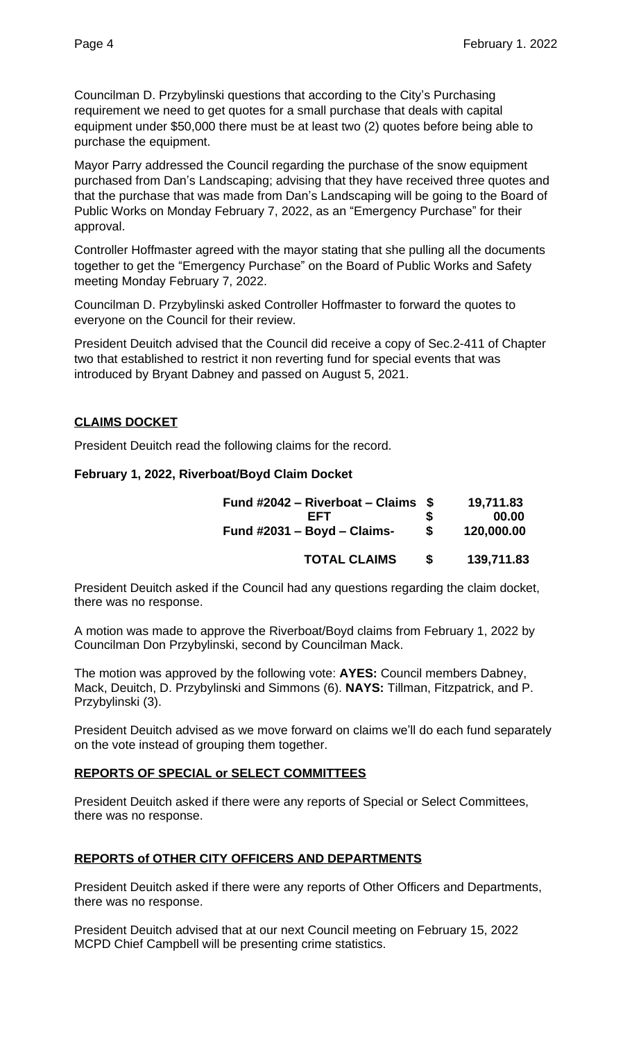Councilman D. Przybylinski questions that according to the City's Purchasing requirement we need to get quotes for a small purchase that deals with capital equipment under $50,000 there must be at least two (2) quotes before being able to purchase the equipment.

Mayor Parry addressed the Council regarding the purchase of the snow equipment purchased from Dan's Landscaping; advising that they have received three quotes and that the purchase that was made from Dan's Landscaping will be going to the Board of Public Works on Monday February 7, 2022, as an "Emergency Purchase" for their approval.

Controller Hoffmaster agreed with the mayor stating that she pulling all the documents together to get the "Emergency Purchase" on the Board of Public Works and Safety meeting Monday February 7, 2022.

Councilman D. Przybylinski asked Controller Hoffmaster to forward the quotes to everyone on the Council for their review.

President Deuitch advised that the Council did receive a copy of Sec.2-411 of Chapter two that established to restrict it non reverting fund for special events that was introduced by Bryant Dabney and passed on August 5, 2021.

## CLAIMS DOCKET

President Deuitch read the following claims for the record.

**February 1, 2022, Riverboat/Boyd Claim Docket**

| | | |
|---|---|---|
| **Fund #2042 – Riverboat – Claims** | **$** | **19,711.83** |
| **EFT** | **$** | **00.00** |
| **Fund #2031 – Boyd – Claims-** | **$** | **120,000.00** |
| **TOTAL CLAIMS** | **$** | **139,711.83** |

President Deuitch asked if the Council had any questions regarding the claim docket, there was no response.

A motion was made to approve the Riverboat/Boyd claims from February 1, 2022 by Councilman Don Przybylinski, second by Councilman Mack.

The motion was approved by the following vote: **AYES:** Council members Dabney, Mack, Deuitch, D. Przybylinski and Simmons (6). **NAYS:** Tillman, Fitzpatrick, and P. Przybylinski (3).

President Deuitch advised as we move forward on claims we'll do each fund separately on the vote instead of grouping them together.

## REPORTS OF SPECIAL or SELECT COMMITTEES

President Deuitch asked if there were any reports of Special or Select Committees, there was no response.

## REPORTS of OTHER CITY OFFICERS AND DEPARTMENTS

President Deuitch asked if there were any reports of Other Officers and Departments, there was no response.

President Deuitch advised that at our next Council meeting on February 15, 2022 MCPD Chief Campbell will be presenting crime statistics.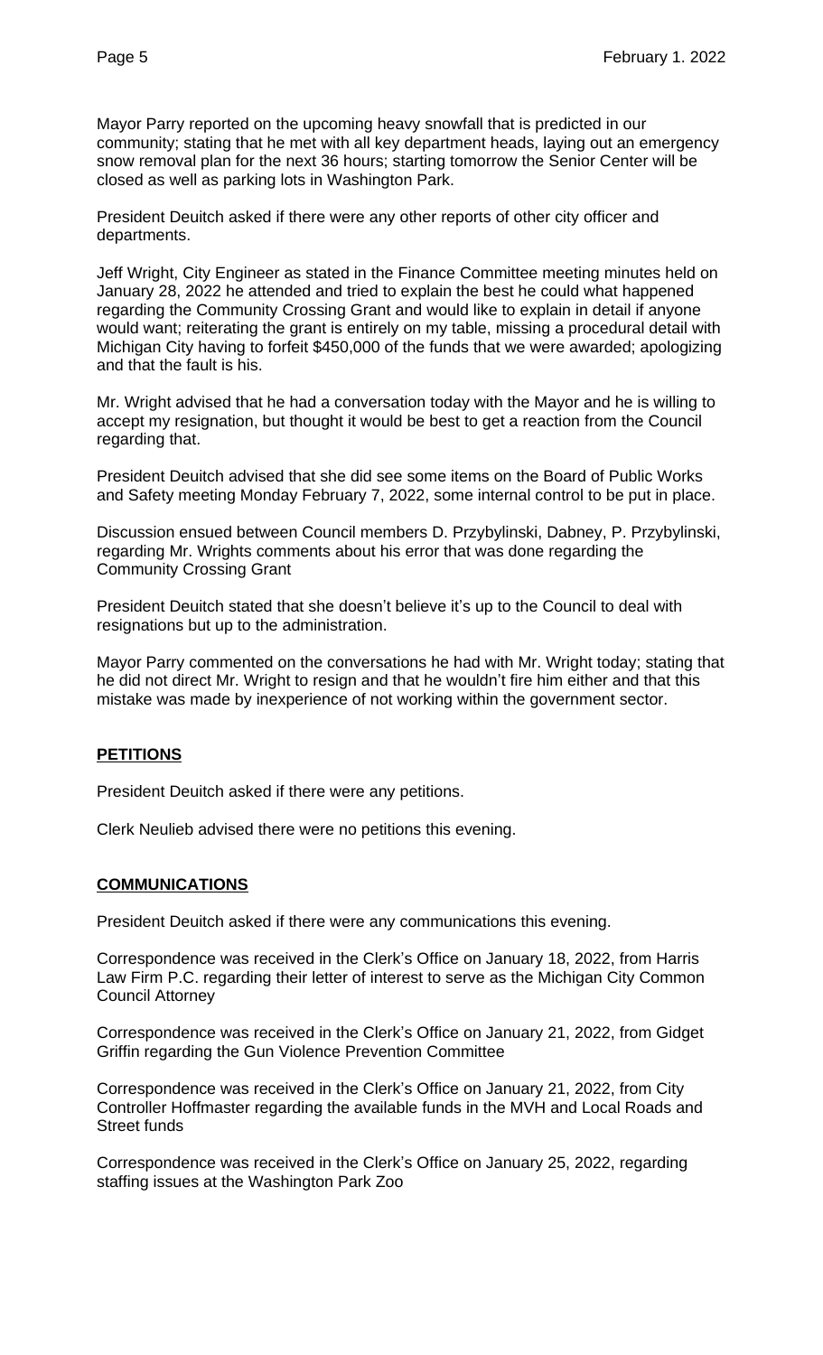Mayor Parry reported on the upcoming heavy snowfall that is predicted in our community; stating that he met with all key department heads, laying out an emergency snow removal plan for the next 36 hours; starting tomorrow the Senior Center will be closed as well as parking lots in Washington Park.

President Deuitch asked if there were any other reports of other city officer and departments.

Jeff Wright, City Engineer as stated in the Finance Committee meeting minutes held on January 28, 2022 he attended and tried to explain the best he could what happened regarding the Community Crossing Grant and would like to explain in detail if anyone would want; reiterating the grant is entirely on my table, missing a procedural detail with Michigan City having to forfeit $450,000 of the funds that we were awarded; apologizing and that the fault is his.

Mr. Wright advised that he had a conversation today with the Mayor and he is willing to accept my resignation, but thought it would be best to get a reaction from the Council regarding that.

President Deuitch advised that she did see some items on the Board of Public Works and Safety meeting Monday February 7, 2022, some internal control to be put in place.

Discussion ensued between Council members D. Przybylinski, Dabney, P. Przybylinski, regarding Mr. Wrights comments about his error that was done regarding the Community Crossing Grant

President Deuitch stated that she doesn't believe it's up to the Council to deal with resignations but up to the administration.

Mayor Parry commented on the conversations he had with Mr. Wright today; stating that he did not direct Mr. Wright to resign and that he wouldn't fire him either and that this mistake was made by inexperience of not working within the government sector.

## PETITIONS

President Deuitch asked if there were any petitions.

Clerk Neulieb advised there were no petitions this evening.

## COMMUNICATIONS

President Deuitch asked if there were any communications this evening.

Correspondence was received in the Clerk's Office on January 18, 2022, from Harris Law Firm P.C. regarding their letter of interest to serve as the Michigan City Common Council Attorney

Correspondence was received in the Clerk's Office on January 21, 2022, from Gidget Griffin regarding the Gun Violence Prevention Committee

Correspondence was received in the Clerk's Office on January 21, 2022, from City Controller Hoffmaster regarding the available funds in the MVH and Local Roads and Street funds

Correspondence was received in the Clerk's Office on January 25, 2022, regarding staffing issues at the Washington Park Zoo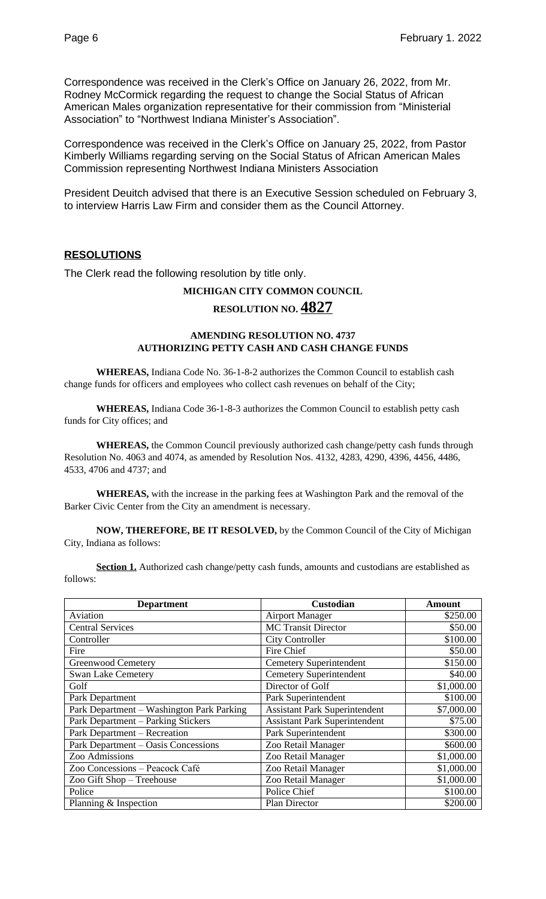Correspondence was received in the Clerk's Office on January 26, 2022, from Mr. Rodney McCormick regarding the request to change the Social Status of African American Males organization representative for their commission from "Ministerial Association" to "Northwest Indiana Minister's Association".

Correspondence was received in the Clerk's Office on January 25, 2022, from Pastor Kimberly Williams regarding serving on the Social Status of African American Males Commission representing Northwest Indiana Ministers Association

President Deuitch advised that there is an Executive Session scheduled on February 3, to interview Harris Law Firm and consider them as the Council Attorney.

## RESOLUTIONS

The Clerk read the following resolution by title only.

**MICHIGAN CITY COMMON COUNCIL**

**RESOLUTION NO. 4827**

**AMENDING RESOLUTION NO. 4737**
**AUTHORIZING PETTY CASH AND CASH CHANGE FUNDS**

**WHEREAS,** Indiana Code No. 36-1-8-2 authorizes the Common Council to establish cash change funds for officers and employees who collect cash revenues on behalf of the City;

**WHEREAS,** Indiana Code 36-1-8-3 authorizes the Common Council to establish petty cash funds for City offices; and

**WHEREAS,** the Common Council previously authorized cash change/petty cash funds through Resolution No. 4063 and 4074, as amended by Resolution Nos. 4132, 4283, 4290, 4396, 4456, 4486, 4533, 4706 and 4737; and

**WHEREAS,** with the increase in the parking fees at Washington Park and the removal of the Barker Civic Center from the City an amendment is necessary.

**NOW, THEREFORE, BE IT RESOLVED,** by the Common Council of the City of Michigan City, Indiana as follows:

**Section 1.** Authorized cash change/petty cash funds, amounts and custodians are established as follows:

| Department | Custodian | Amount |
|---|---|---|
| Aviation | Airport Manager | $250.00 |
| Central Services | MC Transit Director | $50.00 |
| Controller | City Controller | $100.00 |
| Fire | Fire Chief | $50.00 |
| Greenwood Cemetery | Cemetery Superintendent | $150.00 |
| Swan Lake Cemetery | Cemetery Superintendent | $40.00 |
| Golf | Director of Golf | $1,000.00 |
| Park Department | Park Superintendent | $100.00 |
| Park Department – Washington Park Parking | Assistant Park Superintendent | $7,000.00 |
| Park Department – Parking Stickers | Assistant Park Superintendent | $75.00 |
| Park Department – Recreation | Park Superintendent | $300.00 |
| Park Department – Oasis Concessions | Zoo Retail Manager | $600.00 |
| Zoo Admissions | Zoo Retail Manager | $1,000.00 |
| Zoo Concessions – Peacock Café | Zoo Retail Manager | $1,000.00 |
| Zoo Gift Shop – Treehouse | Zoo Retail Manager | $1,000.00 |
| Police | Police Chief | $100.00 |
| Planning & Inspection | Plan Director | $200.00 |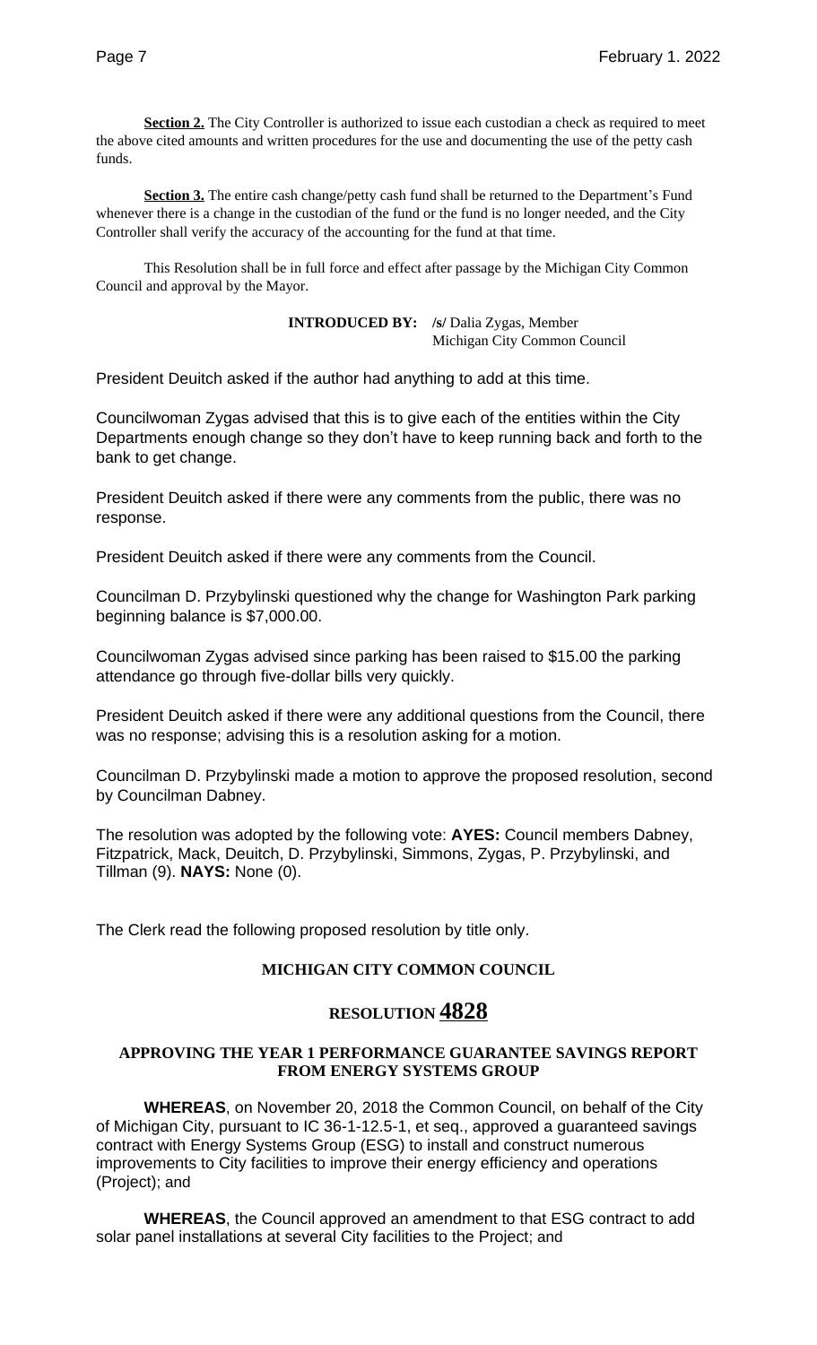**Section 2.** The City Controller is authorized to issue each custodian a check as required to meet the above cited amounts and written procedures for the use and documenting the use of the petty cash funds.

**Section 3.** The entire cash change/petty cash fund shall be returned to the Department's Fund whenever there is a change in the custodian of the fund or the fund is no longer needed, and the City Controller shall verify the accuracy of the accounting for the fund at that time.

This Resolution shall be in full force and effect after passage by the Michigan City Common Council and approval by the Mayor.

**INTRODUCED BY:** **/s/** Dalia Zygas, Member
Michigan City Common Council

President Deuitch asked if the author had anything to add at this time.

Councilwoman Zygas advised that this is to give each of the entities within the City Departments enough change so they don't have to keep running back and forth to the bank to get change.

President Deuitch asked if there were any comments from the public, there was no response.

President Deuitch asked if there were any comments from the Council.

Councilman D. Przybylinski questioned why the change for Washington Park parking beginning balance is $7,000.00.

Councilwoman Zygas advised since parking has been raised to $15.00 the parking attendance go through five-dollar bills very quickly.

President Deuitch asked if there were any additional questions from the Council, there was no response; advising this is a resolution asking for a motion.

Councilman D. Przybylinski made a motion to approve the proposed resolution, second by Councilman Dabney.

The resolution was adopted by the following vote: **AYES:** Council members Dabney, Fitzpatrick, Mack, Deuitch, D. Przybylinski, Simmons, Zygas, P. Przybylinski, and Tillman (9). **NAYS:** None (0).

The Clerk read the following proposed resolution by title only.

**MICHIGAN CITY COMMON COUNCIL**

## RESOLUTION 4828

**APPROVING THE YEAR 1 PERFORMANCE GUARANTEE SAVINGS REPORT FROM ENERGY SYSTEMS GROUP**

**WHEREAS**, on November 20, 2018 the Common Council, on behalf of the City of Michigan City, pursuant to IC 36-1-12.5-1, et seq., approved a guaranteed savings contract with Energy Systems Group (ESG) to install and construct numerous improvements to City facilities to improve their energy efficiency and operations (Project); and

**WHEREAS**, the Council approved an amendment to that ESG contract to add solar panel installations at several City facilities to the Project; and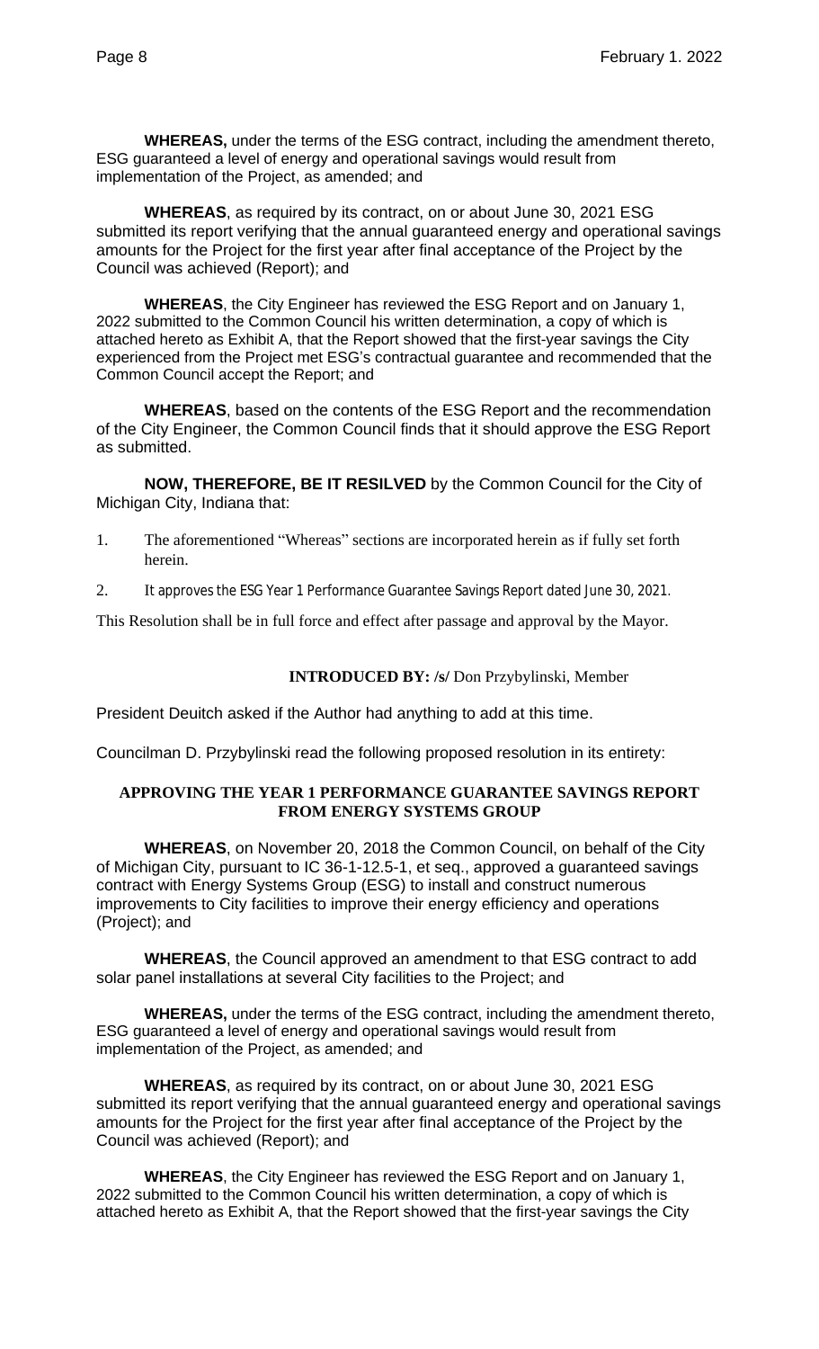**WHEREAS,** under the terms of the ESG contract, including the amendment thereto, ESG guaranteed a level of energy and operational savings would result from implementation of the Project, as amended; and

**WHEREAS**, as required by its contract, on or about June 30, 2021 ESG submitted its report verifying that the annual guaranteed energy and operational savings amounts for the Project for the first year after final acceptance of the Project by the Council was achieved (Report); and

**WHEREAS**, the City Engineer has reviewed the ESG Report and on January 1, 2022 submitted to the Common Council his written determination, a copy of which is attached hereto as Exhibit A, that the Report showed that the first-year savings the City experienced from the Project met ESG's contractual guarantee and recommended that the Common Council accept the Report; and

**WHEREAS**, based on the contents of the ESG Report and the recommendation of the City Engineer, the Common Council finds that it should approve the ESG Report as submitted.

**NOW, THEREFORE, BE IT RESILVED** by the Common Council for the City of Michigan City, Indiana that:

1. The aforementioned "Whereas" sections are incorporated herein as if fully set forth herein.
2. It approves the ESG Year 1 Performance Guarantee Savings Report dated June 30, 2021.

This Resolution shall be in full force and effect after passage and approval by the Mayor.

**INTRODUCED BY: /s/** Don Przybylinski, Member

President Deuitch asked if the Author had anything to add at this time.

Councilman D. Przybylinski read the following proposed resolution in its entirety:

**APPROVING THE YEAR 1 PERFORMANCE GUARANTEE SAVINGS REPORT FROM ENERGY SYSTEMS GROUP**

**WHEREAS**, on November 20, 2018 the Common Council, on behalf of the City of Michigan City, pursuant to IC 36-1-12.5-1, et seq., approved a guaranteed savings contract with Energy Systems Group (ESG) to install and construct numerous improvements to City facilities to improve their energy efficiency and operations (Project); and

**WHEREAS**, the Council approved an amendment to that ESG contract to add solar panel installations at several City facilities to the Project; and

**WHEREAS,** under the terms of the ESG contract, including the amendment thereto, ESG guaranteed a level of energy and operational savings would result from implementation of the Project, as amended; and

**WHEREAS**, as required by its contract, on or about June 30, 2021 ESG submitted its report verifying that the annual guaranteed energy and operational savings amounts for the Project for the first year after final acceptance of the Project by the Council was achieved (Report); and

**WHEREAS**, the City Engineer has reviewed the ESG Report and on January 1, 2022 submitted to the Common Council his written determination, a copy of which is attached hereto as Exhibit A, that the Report showed that the first-year savings the City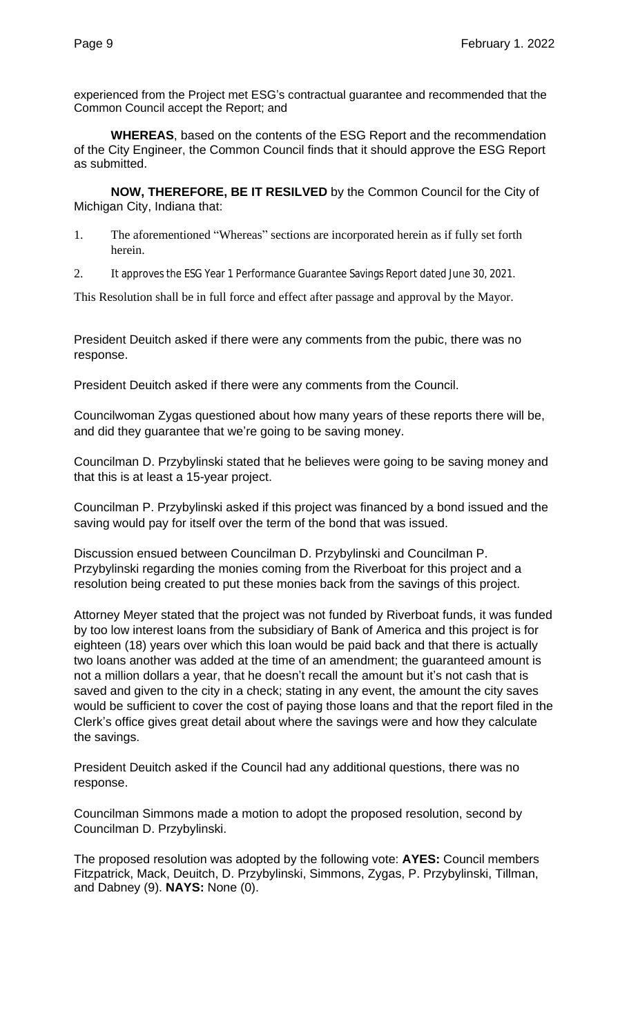experienced from the Project met ESG's contractual guarantee and recommended that the Common Council accept the Report; and

**WHEREAS**, based on the contents of the ESG Report and the recommendation of the City Engineer, the Common Council finds that it should approve the ESG Report as submitted.

**NOW, THEREFORE, BE IT RESILVED** by the Common Council for the City of Michigan City, Indiana that:

1. The aforementioned "Whereas" sections are incorporated herein as if fully set forth herein.
2. It approves the ESG Year 1 Performance Guarantee Savings Report dated June 30, 2021.

This Resolution shall be in full force and effect after passage and approval by the Mayor.

President Deuitch asked if there were any comments from the pubic, there was no response.

President Deuitch asked if there were any comments from the Council.

Councilwoman Zygas questioned about how many years of these reports there will be, and did they guarantee that we're going to be saving money.

Councilman D. Przybylinski stated that he believes were going to be saving money and that this is at least a 15-year project.

Councilman P. Przybylinski asked if this project was financed by a bond issued and the saving would pay for itself over the term of the bond that was issued.

Discussion ensued between Councilman D. Przybylinski and Councilman P. Przybylinski regarding the monies coming from the Riverboat for this project and a resolution being created to put these monies back from the savings of this project.

Attorney Meyer stated that the project was not funded by Riverboat funds, it was funded by too low interest loans from the subsidiary of Bank of America and this project is for eighteen (18) years over which this loan would be paid back and that there is actually two loans another was added at the time of an amendment; the guaranteed amount is not a million dollars a year, that he doesn't recall the amount but it's not cash that is saved and given to the city in a check; stating in any event, the amount the city saves would be sufficient to cover the cost of paying those loans and that the report filed in the Clerk's office gives great detail about where the savings were and how they calculate the savings.

President Deuitch asked if the Council had any additional questions, there was no response.

Councilman Simmons made a motion to adopt the proposed resolution, second by Councilman D. Przybylinski.

The proposed resolution was adopted by the following vote: **AYES:** Council members Fitzpatrick, Mack, Deuitch, D. Przybylinski, Simmons, Zygas, P. Przybylinski, Tillman, and Dabney (9). **NAYS:** None (0).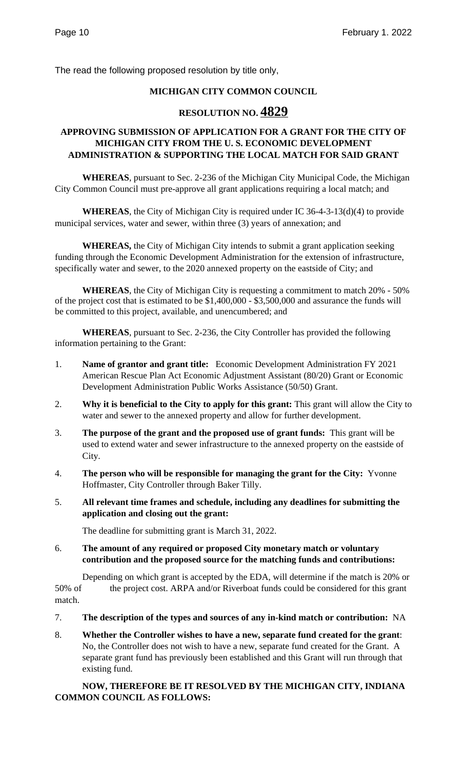The read the following proposed resolution by title only,

**MICHIGAN CITY COMMON COUNCIL**

**RESOLUTION NO. 4829**

**APPROVING SUBMISSION OF APPLICATION FOR A GRANT FOR THE CITY OF MICHIGAN CITY FROM THE U. S. ECONOMIC DEVELOPMENT ADMINISTRATION & SUPPORTING THE LOCAL MATCH FOR SAID GRANT**

**WHEREAS**, pursuant to Sec. 2-236 of the Michigan City Municipal Code, the Michigan City Common Council must pre-approve all grant applications requiring a local match; and

**WHEREAS**, the City of Michigan City is required under IC 36-4-3-13(d)(4) to provide municipal services, water and sewer, within three (3) years of annexation; and

**WHEREAS,** the City of Michigan City intends to submit a grant application seeking funding through the Economic Development Administration for the extension of infrastructure, specifically water and sewer, to the 2020 annexed property on the eastside of City; and

**WHEREAS**, the City of Michigan City is requesting a commitment to match 20% - 50% of the project cost that is estimated to be $1,400,000 - $3,500,000 and assurance the funds will be committed to this project, available, and unencumbered; and

**WHEREAS**, pursuant to Sec. 2-236, the City Controller has provided the following information pertaining to the Grant:

1. **Name of grantor and grant title:** Economic Development Administration FY 2021 American Rescue Plan Act Economic Adjustment Assistant (80/20) Grant or Economic Development Administration Public Works Assistance (50/50) Grant.

2. **Why it is beneficial to the City to apply for this grant:** This grant will allow the City to water and sewer to the annexed property and allow for further development.

3. **The purpose of the grant and the proposed use of grant funds:** This grant will be used to extend water and sewer infrastructure to the annexed property on the eastside of City.

4. **The person who will be responsible for managing the grant for the City:** Yvonne Hoffmaster, City Controller through Baker Tilly.

5. **All relevant time frames and schedule, including any deadlines for submitting the application and closing out the grant:**

   The deadline for submitting grant is March 31, 2022.

6. **The amount of any required or proposed City monetary match or voluntary contribution and the proposed source for the matching funds and contributions:**

   Depending on which grant is accepted by the EDA, will determine if the match is 20% or 50% of the project cost. ARPA and/or Riverboat funds could be considered for this grant match.

7. **The description of the types and sources of any in-kind match or contribution:** NA

8. **Whether the Controller wishes to have a new, separate fund created for the grant**: No, the Controller does not wish to have a new, separate fund created for the Grant. A separate grant fund has previously been established and this Grant will run through that existing fund.

**NOW, THEREFORE BE IT RESOLVED BY THE MICHIGAN CITY, INDIANA COMMON COUNCIL AS FOLLOWS:**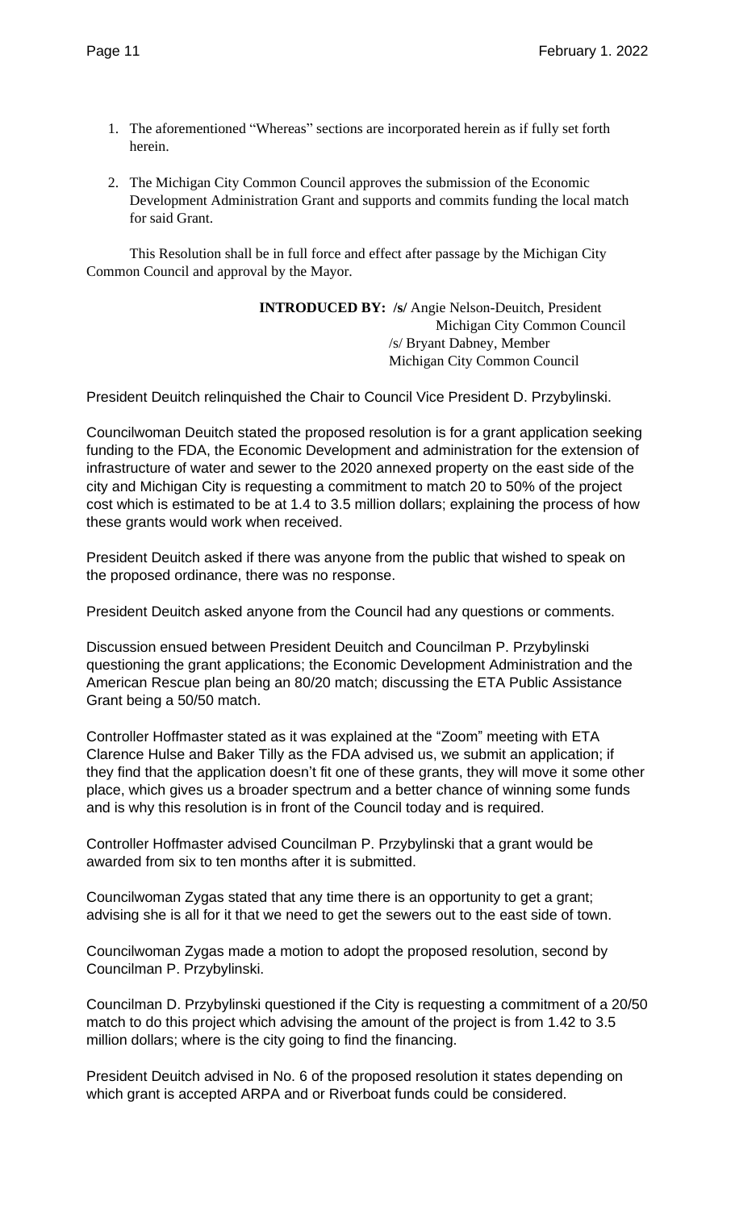1. The aforementioned "Whereas" sections are incorporated herein as if fully set forth herein.

2. The Michigan City Common Council approves the submission of the Economic Development Administration Grant and supports and commits funding the local match for said Grant.

This Resolution shall be in full force and effect after passage by the Michigan City Common Council and approval by the Mayor.

**INTRODUCED BY: /s/** Angie Nelson-Deuitch, President
Michigan City Common Council
/s/ Bryant Dabney, Member
Michigan City Common Council

President Deuitch relinquished the Chair to Council Vice President D. Przybylinski.

Councilwoman Deuitch stated the proposed resolution is for a grant application seeking funding to the FDA, the Economic Development and administration for the extension of infrastructure of water and sewer to the 2020 annexed property on the east side of the city and Michigan City is requesting a commitment to match 20 to 50% of the project cost which is estimated to be at 1.4 to 3.5 million dollars; explaining the process of how these grants would work when received.

President Deuitch asked if there was anyone from the public that wished to speak on the proposed ordinance, there was no response.

President Deuitch asked anyone from the Council had any questions or comments.

Discussion ensued between President Deuitch and Councilman P. Przybylinski questioning the grant applications; the Economic Development Administration and the American Rescue plan being an 80/20 match; discussing the ETA Public Assistance Grant being a 50/50 match.

Controller Hoffmaster stated as it was explained at the "Zoom" meeting with ETA Clarence Hulse and Baker Tilly as the FDA advised us, we submit an application; if they find that the application doesn't fit one of these grants, they will move it some other place, which gives us a broader spectrum and a better chance of winning some funds and is why this resolution is in front of the Council today and is required.

Controller Hoffmaster advised Councilman P. Przybylinski that a grant would be awarded from six to ten months after it is submitted.

Councilwoman Zygas stated that any time there is an opportunity to get a grant; advising she is all for it that we need to get the sewers out to the east side of town.

Councilwoman Zygas made a motion to adopt the proposed resolution, second by Councilman P. Przybylinski.

Councilman D. Przybylinski questioned if the City is requesting a commitment of a 20/50 match to do this project which advising the amount of the project is from 1.42 to 3.5 million dollars; where is the city going to find the financing.

President Deuitch advised in No. 6 of the proposed resolution it states depending on which grant is accepted ARPA and or Riverboat funds could be considered.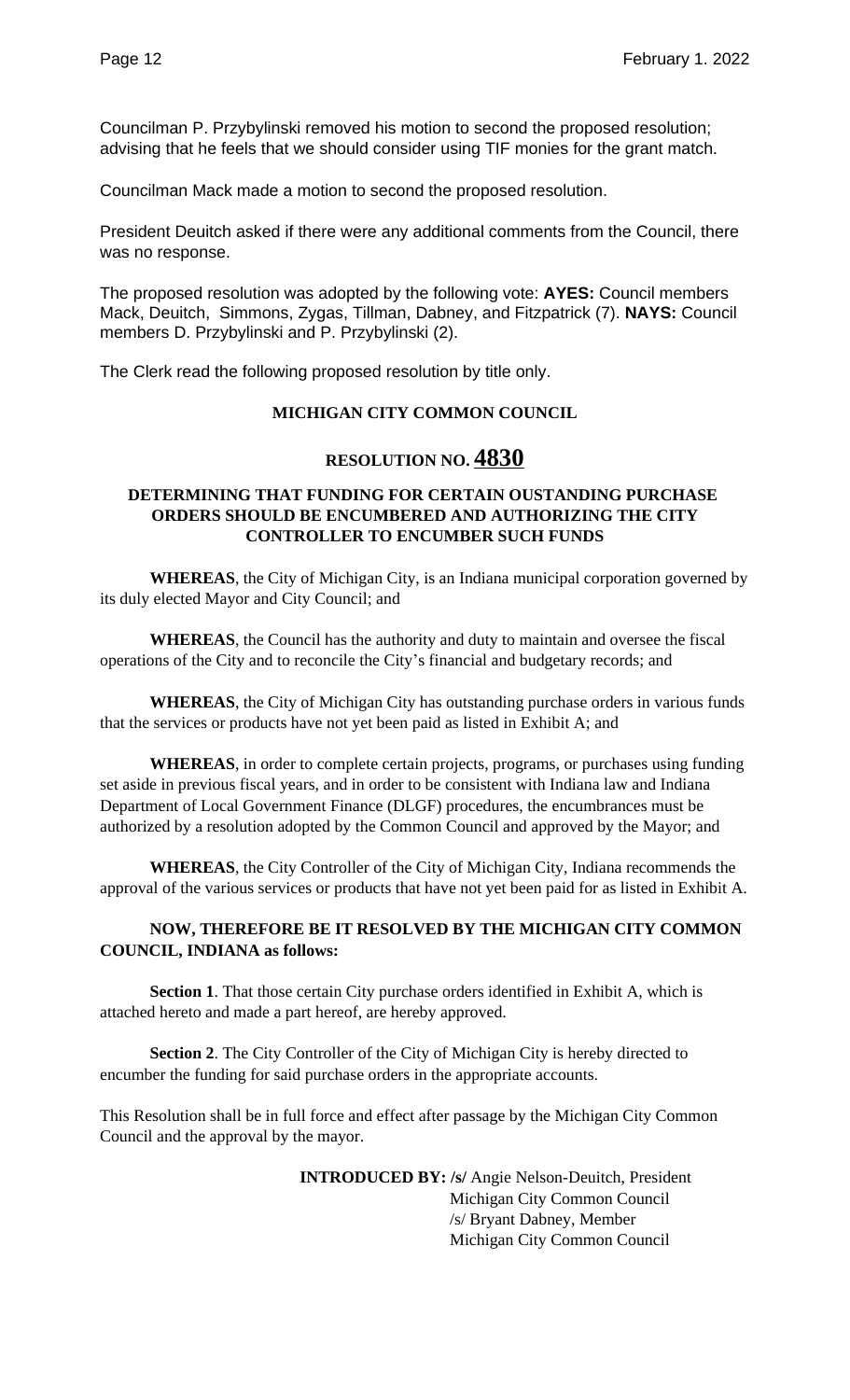Councilman P. Przybylinski removed his motion to second the proposed resolution; advising that he feels that we should consider using TIF monies for the grant match.

Councilman Mack made a motion to second the proposed resolution.

President Deuitch asked if there were any additional comments from the Council, there was no response.

The proposed resolution was adopted by the following vote: **AYES:** Council members Mack, Deuitch, Simmons, Zygas, Tillman, Dabney, and Fitzpatrick (7). **NAYS:** Council members D. Przybylinski and P. Przybylinski (2).

The Clerk read the following proposed resolution by title only.

**MICHIGAN CITY COMMON COUNCIL**

**RESOLUTION NO. 4830**

**DETERMINING THAT FUNDING FOR CERTAIN OUSTANDING PURCHASE ORDERS SHOULD BE ENCUMBERED AND AUTHORIZING THE CITY CONTROLLER TO ENCUMBER SUCH FUNDS**

**WHEREAS**, the City of Michigan City, is an Indiana municipal corporation governed by its duly elected Mayor and City Council; and

**WHEREAS**, the Council has the authority and duty to maintain and oversee the fiscal operations of the City and to reconcile the City's financial and budgetary records; and

**WHEREAS**, the City of Michigan City has outstanding purchase orders in various funds that the services or products have not yet been paid as listed in Exhibit A; and

**WHEREAS**, in order to complete certain projects, programs, or purchases using funding set aside in previous fiscal years, and in order to be consistent with Indiana law and Indiana Department of Local Government Finance (DLGF) procedures, the encumbrances must be authorized by a resolution adopted by the Common Council and approved by the Mayor; and

**WHEREAS**, the City Controller of the City of Michigan City, Indiana recommends the approval of the various services or products that have not yet been paid for as listed in Exhibit A.

**NOW, THEREFORE BE IT RESOLVED BY THE MICHIGAN CITY COMMON COUNCIL, INDIANA as follows:**

**Section 1**. That those certain City purchase orders identified in Exhibit A, which is attached hereto and made a part hereof, are hereby approved.

**Section 2**. The City Controller of the City of Michigan City is hereby directed to encumber the funding for said purchase orders in the appropriate accounts.

This Resolution shall be in full force and effect after passage by the Michigan City Common Council and the approval by the mayor.

**INTRODUCED BY: /s/** Angie Nelson-Deuitch, President
Michigan City Common Council
/s/ Bryant Dabney, Member
Michigan City Common Council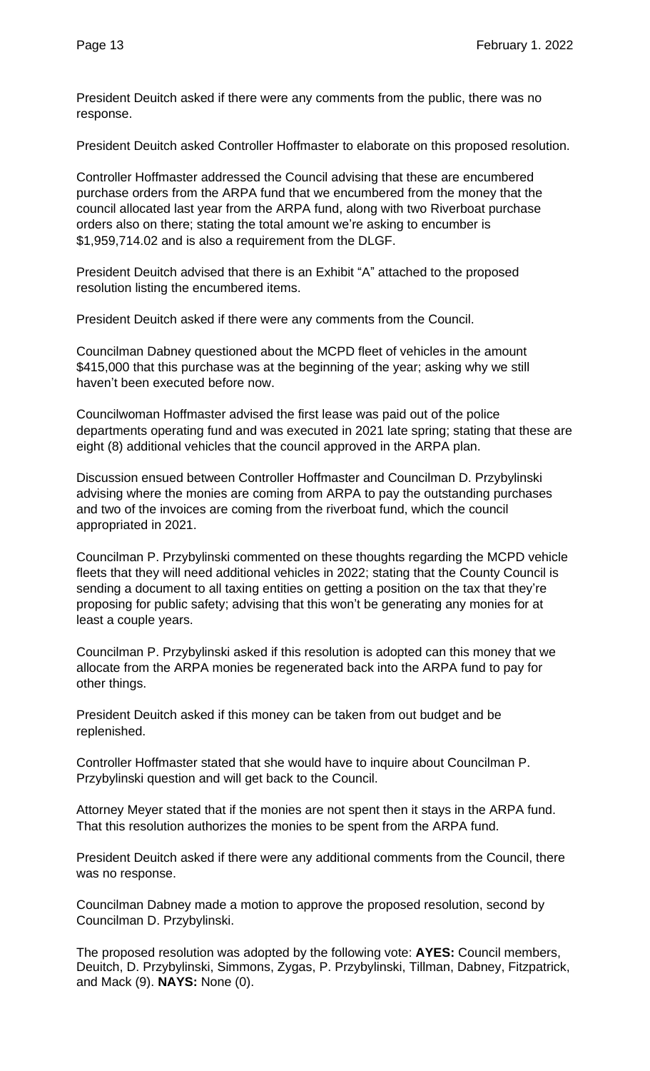President Deuitch asked if there were any comments from the public, there was no response.

President Deuitch asked Controller Hoffmaster to elaborate on this proposed resolution.

Controller Hoffmaster addressed the Council advising that these are encumbered purchase orders from the ARPA fund that we encumbered from the money that the council allocated last year from the ARPA fund, along with two Riverboat purchase orders also on there; stating the total amount we're asking to encumber is $1,959,714.02 and is also a requirement from the DLGF.

President Deuitch advised that there is an Exhibit "A" attached to the proposed resolution listing the encumbered items.

President Deuitch asked if there were any comments from the Council.

Councilman Dabney questioned about the MCPD fleet of vehicles in the amount $415,000 that this purchase was at the beginning of the year; asking why we still haven't been executed before now.

Councilwoman Hoffmaster advised the first lease was paid out of the police departments operating fund and was executed in 2021 late spring; stating that these are eight (8) additional vehicles that the council approved in the ARPA plan.

Discussion ensued between Controller Hoffmaster and Councilman D. Przybylinski advising where the monies are coming from ARPA to pay the outstanding purchases and two of the invoices are coming from the riverboat fund, which the council appropriated in 2021.

Councilman P. Przybylinski commented on these thoughts regarding the MCPD vehicle fleets that they will need additional vehicles in 2022; stating that the County Council is sending a document to all taxing entities on getting a position on the tax that they're proposing for public safety; advising that this won't be generating any monies for at least a couple years.

Councilman P. Przybylinski asked if this resolution is adopted can this money that we allocate from the ARPA monies be regenerated back into the ARPA fund to pay for other things.

President Deuitch asked if this money can be taken from out budget and be replenished.

Controller Hoffmaster stated that she would have to inquire about Councilman P. Przybylinski question and will get back to the Council.

Attorney Meyer stated that if the monies are not spent then it stays in the ARPA fund. That this resolution authorizes the monies to be spent from the ARPA fund.

President Deuitch asked if there were any additional comments from the Council, there was no response.

Councilman Dabney made a motion to approve the proposed resolution, second by Councilman D. Przybylinski.

The proposed resolution was adopted by the following vote: **AYES:** Council members, Deuitch, D. Przybylinski, Simmons, Zygas, P. Przybylinski, Tillman, Dabney, Fitzpatrick, and Mack (9). **NAYS:** None (0).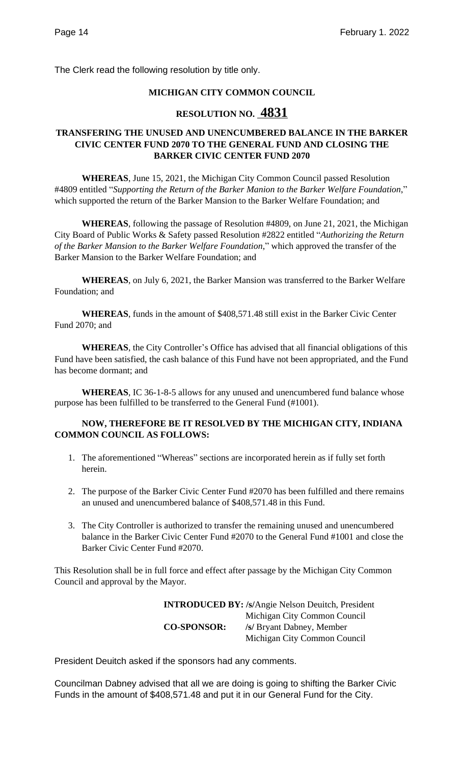The Clerk read the following resolution by title only.

**MICHIGAN CITY COMMON COUNCIL**

## RESOLUTION NO. 4831

**TRANSFERING THE UNUSED AND UNENCUMBERED BALANCE IN THE BARKER CIVIC CENTER FUND 2070 TO THE GENERAL FUND AND CLOSING THE BARKER CIVIC CENTER FUND 2070**

**WHEREAS**, June 15, 2021, the Michigan City Common Council passed Resolution #4809 entitled "*Supporting the Return of the Barker Manion to the Barker Welfare Foundation*," which supported the return of the Barker Mansion to the Barker Welfare Foundation; and

**WHEREAS**, following the passage of Resolution #4809, on June 21, 2021, the Michigan City Board of Public Works & Safety passed Resolution #2822 entitled "*Authorizing the Return of the Barker Mansion to the Barker Welfare Foundation*," which approved the transfer of the Barker Mansion to the Barker Welfare Foundation; and

**WHEREAS**, on July 6, 2021, the Barker Mansion was transferred to the Barker Welfare Foundation; and

**WHEREAS**, funds in the amount of $408,571.48 still exist in the Barker Civic Center Fund 2070; and

**WHEREAS**, the City Controller's Office has advised that all financial obligations of this Fund have been satisfied, the cash balance of this Fund have not been appropriated, and the Fund has become dormant; and

**WHEREAS**, IC 36-1-8-5 allows for any unused and unencumbered fund balance whose purpose has been fulfilled to be transferred to the General Fund (#1001).

**NOW, THEREFORE BE IT RESOLVED BY THE MICHIGAN CITY, INDIANA COMMON COUNCIL AS FOLLOWS:**

1. The aforementioned "Whereas" sections are incorporated herein as if fully set forth herein.
2. The purpose of the Barker Civic Center Fund #2070 has been fulfilled and there remains an unused and unencumbered balance of $408,571.48 in this Fund.
3. The City Controller is authorized to transfer the remaining unused and unencumbered balance in the Barker Civic Center Fund #2070 to the General Fund #1001 and close the Barker Civic Center Fund #2070.

This Resolution shall be in full force and effect after passage by the Michigan City Common Council and approval by the Mayor.

**INTRODUCED BY:** /s/Angie Nelson Deuitch, President
Michigan City Common Council

**CO-SPONSOR:** /s/ Bryant Dabney, Member
Michigan City Common Council

President Deuitch asked if the sponsors had any comments.

Councilman Dabney advised that all we are doing is going to shifting the Barker Civic Funds in the amount of $408,571.48 and put it in our General Fund for the City.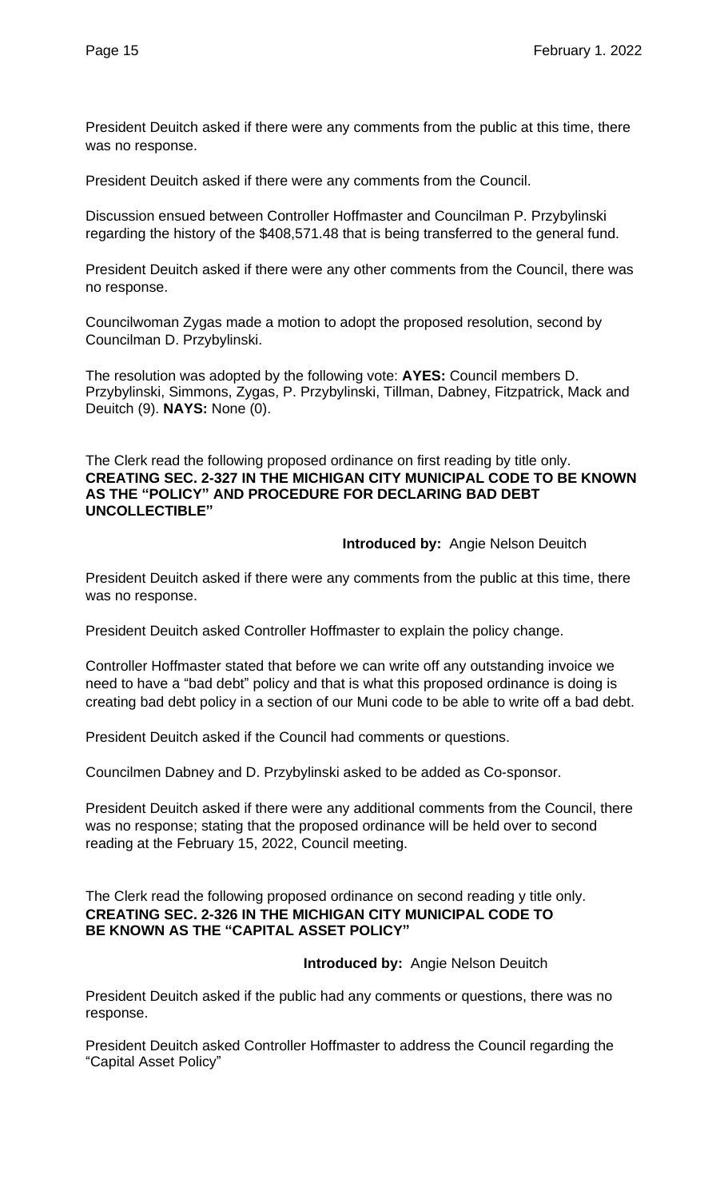President Deuitch asked if there were any comments from the public at this time, there was no response.

President Deuitch asked if there were any comments from the Council.

Discussion ensued between Controller Hoffmaster and Councilman P. Przybylinski regarding the history of the $408,571.48 that is being transferred to the general fund.

President Deuitch asked if there were any other comments from the Council, there was no response.

Councilwoman Zygas made a motion to adopt the proposed resolution, second by Councilman D. Przybylinski.

The resolution was adopted by the following vote: **AYES:** Council members D. Przybylinski, Simmons, Zygas, P. Przybylinski, Tillman, Dabney, Fitzpatrick, Mack and Deuitch (9). **NAYS:** None (0).

The Clerk read the following proposed ordinance on first reading by title only.
**CREATING SEC. 2-327 IN THE MICHIGAN CITY MUNICIPAL CODE TO BE KNOWN AS THE "POLICY" AND PROCEDURE FOR DECLARING BAD DEBT UNCOLLECTIBLE"**

**Introduced by:** Angie Nelson Deuitch

President Deuitch asked if there were any comments from the public at this time, there was no response.

President Deuitch asked Controller Hoffmaster to explain the policy change.

Controller Hoffmaster stated that before we can write off any outstanding invoice we need to have a "bad debt" policy and that is what this proposed ordinance is doing is creating bad debt policy in a section of our Muni code to be able to write off a bad debt.

President Deuitch asked if the Council had comments or questions.

Councilmen Dabney and D. Przybylinski asked to be added as Co-sponsor.

President Deuitch asked if there were any additional comments from the Council, there was no response; stating that the proposed ordinance will be held over to second reading at the February 15, 2022, Council meeting.

The Clerk read the following proposed ordinance on second reading y title only.
**CREATING SEC. 2-326 IN THE MICHIGAN CITY MUNICIPAL CODE TO BE KNOWN AS THE "CAPITAL ASSET POLICY"**

**Introduced by:** Angie Nelson Deuitch

President Deuitch asked if the public had any comments or questions, there was no response.

President Deuitch asked Controller Hoffmaster to address the Council regarding the "Capital Asset Policy"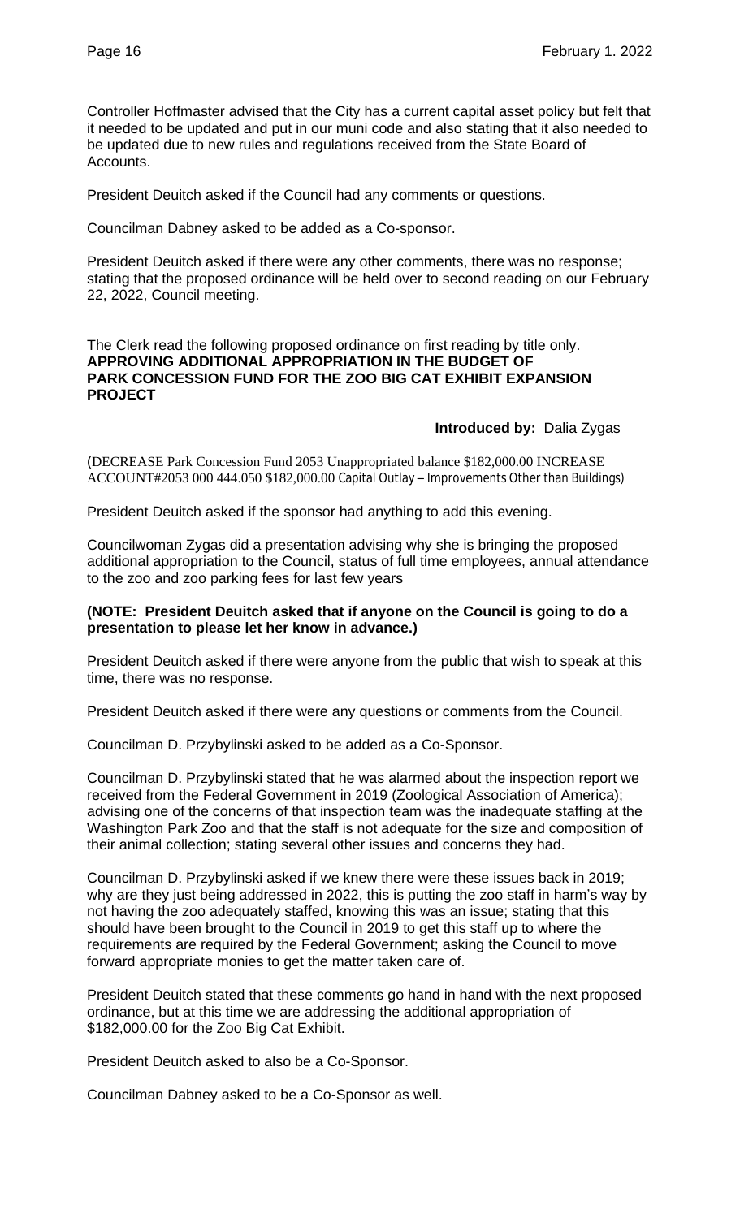Controller Hoffmaster advised that the City has a current capital asset policy but felt that it needed to be updated and put in our muni code and also stating that it also needed to be updated due to new rules and regulations received from the State Board of Accounts.

President Deuitch asked if the Council had any comments or questions.

Councilman Dabney asked to be added as a Co-sponsor.

President Deuitch asked if there were any other comments, there was no response; stating that the proposed ordinance will be held over to second reading on our February 22, 2022, Council meeting.

The Clerk read the following proposed ordinance on first reading by title only.
**APPROVING ADDITIONAL APPROPRIATION IN THE BUDGET OF PARK CONCESSION FUND FOR THE ZOO BIG CAT EXHIBIT EXPANSION PROJECT**

**Introduced by:** Dalia Zygas

(DECREASE Park Concession Fund 2053 Unappropriated balance $182,000.00 INCREASE ACCOUNT#2053 000 444.050 $182,000.00 Capital Outlay – Improvements Other than Buildings)

President Deuitch asked if the sponsor had anything to add this evening.

Councilwoman Zygas did a presentation advising why she is bringing the proposed additional appropriation to the Council, status of full time employees, annual attendance to the zoo and zoo parking fees for last few years

**(NOTE: President Deuitch asked that if anyone on the Council is going to do a presentation to please let her know in advance.)**

President Deuitch asked if there were anyone from the public that wish to speak at this time, there was no response.

President Deuitch asked if there were any questions or comments from the Council.

Councilman D. Przybylinski asked to be added as a Co-Sponsor.

Councilman D. Przybylinski stated that he was alarmed about the inspection report we received from the Federal Government in 2019 (Zoological Association of America); advising one of the concerns of that inspection team was the inadequate staffing at the Washington Park Zoo and that the staff is not adequate for the size and composition of their animal collection; stating several other issues and concerns they had.

Councilman D. Przybylinski asked if we knew there were these issues back in 2019; why are they just being addressed in 2022, this is putting the zoo staff in harm's way by not having the zoo adequately staffed, knowing this was an issue; stating that this should have been brought to the Council in 2019 to get this staff up to where the requirements are required by the Federal Government; asking the Council to move forward appropriate monies to get the matter taken care of.

President Deuitch stated that these comments go hand in hand with the next proposed ordinance, but at this time we are addressing the additional appropriation of $182,000.00 for the Zoo Big Cat Exhibit.

President Deuitch asked to also be a Co-Sponsor.

Councilman Dabney asked to be a Co-Sponsor as well.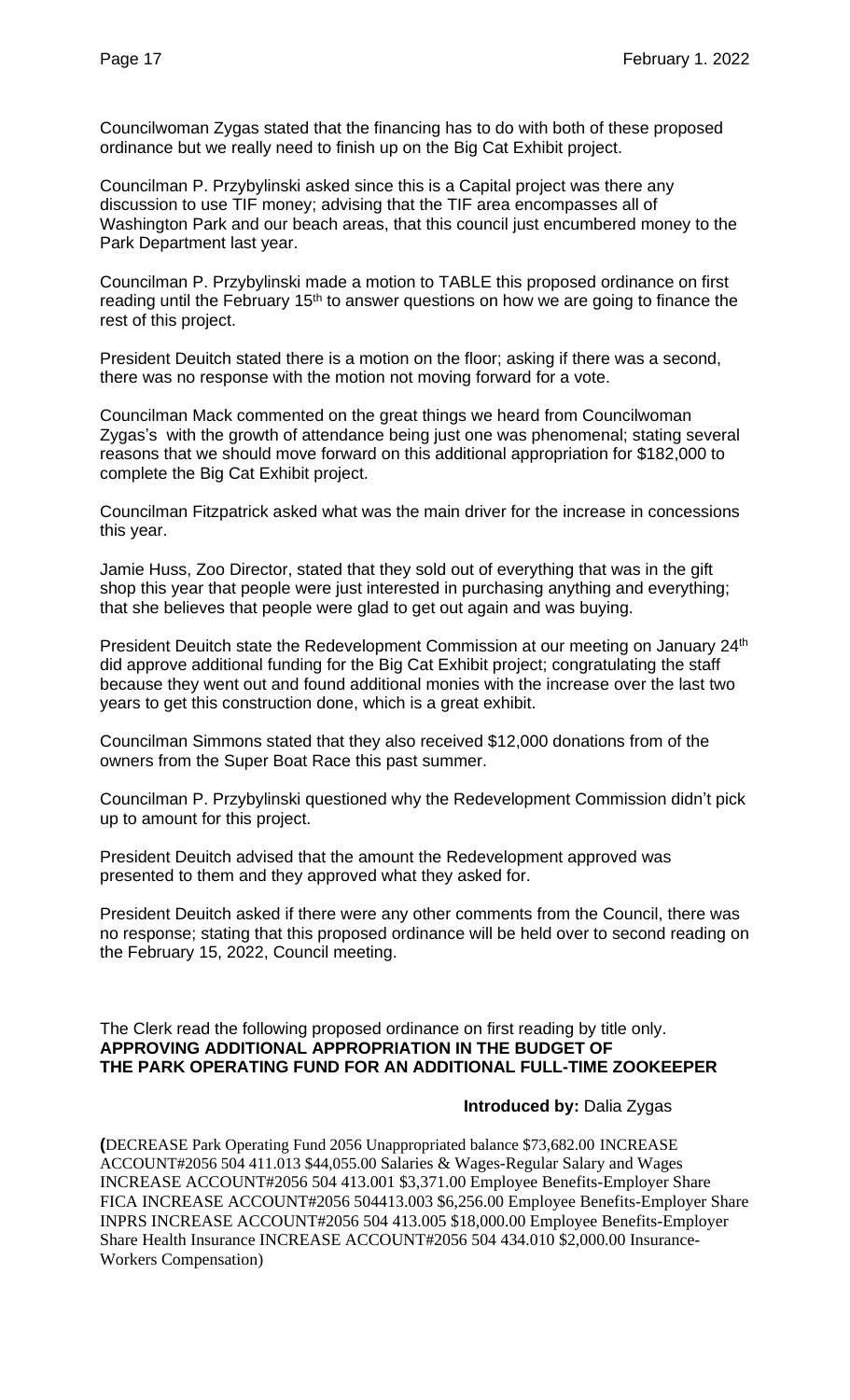Councilwoman Zygas stated that the financing has to do with both of these proposed ordinance but we really need to finish up on the Big Cat Exhibit project.

Councilman P. Przybylinski asked since this is a Capital project was there any discussion to use TIF money; advising that the TIF area encompasses all of Washington Park and our beach areas, that this council just encumbered money to the Park Department last year.

Councilman P. Przybylinski made a motion to TABLE this proposed ordinance on first reading until the February 15th to answer questions on how we are going to finance the rest of this project.

President Deuitch stated there is a motion on the floor; asking if there was a second, there was no response with the motion not moving forward for a vote.

Councilman Mack commented on the great things we heard from Councilwoman Zygas's with the growth of attendance being just one was phenomenal; stating several reasons that we should move forward on this additional appropriation for $182,000 to complete the Big Cat Exhibit project.

Councilman Fitzpatrick asked what was the main driver for the increase in concessions this year.

Jamie Huss, Zoo Director, stated that they sold out of everything that was in the gift shop this year that people were just interested in purchasing anything and everything; that she believes that people were glad to get out again and was buying.

President Deuitch state the Redevelopment Commission at our meeting on January 24th did approve additional funding for the Big Cat Exhibit project; congratulating the staff because they went out and found additional monies with the increase over the last two years to get this construction done, which is a great exhibit.

Councilman Simmons stated that they also received $12,000 donations from of the owners from the Super Boat Race this past summer.

Councilman P. Przybylinski questioned why the Redevelopment Commission didn't pick up to amount for this project.

President Deuitch advised that the amount the Redevelopment approved was presented to them and they approved what they asked for.

President Deuitch asked if there were any other comments from the Council, there was no response; stating that this proposed ordinance will be held over to second reading on the February 15, 2022, Council meeting.

The Clerk read the following proposed ordinance on first reading by title only.
**APPROVING ADDITIONAL APPROPRIATION IN THE BUDGET OF THE PARK OPERATING FUND FOR AN ADDITIONAL FULL-TIME ZOOKEEPER**

**Introduced by:** Dalia Zygas

(DECREASE Park Operating Fund 2056 Unappropriated balance $73,682.00 INCREASE ACCOUNT#2056 504 411.013 $44,055.00 Salaries & Wages-Regular Salary and Wages INCREASE ACCOUNT#2056 504 413.001 $3,371.00 Employee Benefits-Employer Share FICA INCREASE ACCOUNT#2056 504413.003 $6,256.00 Employee Benefits-Employer Share INPRS INCREASE ACCOUNT#2056 504 413.005 $18,000.00 Employee Benefits-Employer Share Health Insurance INCREASE ACCOUNT#2056 504 434.010 $2,000.00 Insurance-Workers Compensation)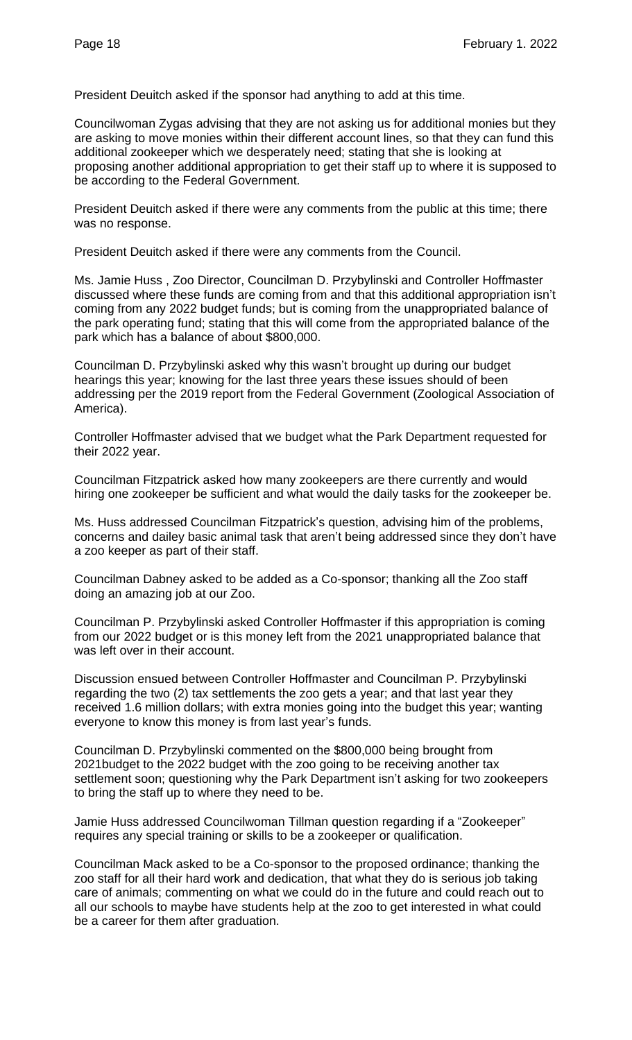President Deuitch asked if the sponsor had anything to add at this time.

Councilwoman Zygas advising that they are not asking us for additional monies but they are asking to move monies within their different account lines, so that they can fund this additional zookeeper which we desperately need; stating that she is looking at proposing another additional appropriation to get their staff up to where it is supposed to be according to the Federal Government.

President Deuitch asked if there were any comments from the public at this time; there was no response.

President Deuitch asked if there were any comments from the Council.

Ms. Jamie Huss , Zoo Director, Councilman D. Przybylinski and Controller Hoffmaster discussed where these funds are coming from and that this additional appropriation isn't coming from any 2022 budget funds; but is coming from the unappropriated balance of the park operating fund; stating that this will come from the appropriated balance of the park which has a balance of about $800,000.

Councilman D. Przybylinski asked why this wasn't brought up during our budget hearings this year; knowing for the last three years these issues should of been addressing per the 2019 report from the Federal Government (Zoological Association of America).

Controller Hoffmaster advised that we budget what the Park Department requested for their 2022 year.

Councilman Fitzpatrick asked how many zookeepers are there currently and would hiring one zookeeper be sufficient and what would the daily tasks for the zookeeper be.

Ms. Huss addressed Councilman Fitzpatrick's question, advising him of the problems, concerns and dailey basic animal task that aren't being addressed since they don't have a zoo keeper as part of their staff.

Councilman Dabney asked to be added as a Co-sponsor; thanking all the Zoo staff doing an amazing job at our Zoo.

Councilman P. Przybylinski asked Controller Hoffmaster if this appropriation is coming from our 2022 budget or is this money left from the 2021 unappropriated balance that was left over in their account.

Discussion ensued between Controller Hoffmaster and Councilman P. Przybylinski regarding the two (2) tax settlements the zoo gets a year; and that last year they received 1.6 million dollars; with extra monies going into the budget this year; wanting everyone to know this money is from last year's funds.

Councilman D. Przybylinski commented on the $800,000 being brought from 2021budget to the 2022 budget with the zoo going to be receiving another tax settlement soon; questioning why the Park Department isn't asking for two zookeepers to bring the staff up to where they need to be.

Jamie Huss addressed Councilwoman Tillman question regarding if a "Zookeeper" requires any special training or skills to be a zookeeper or qualification.

Councilman Mack asked to be a Co-sponsor to the proposed ordinance; thanking the zoo staff for all their hard work and dedication, that what they do is serious job taking care of animals; commenting on what we could do in the future and could reach out to all our schools to maybe have students help at the zoo to get interested in what could be a career for them after graduation.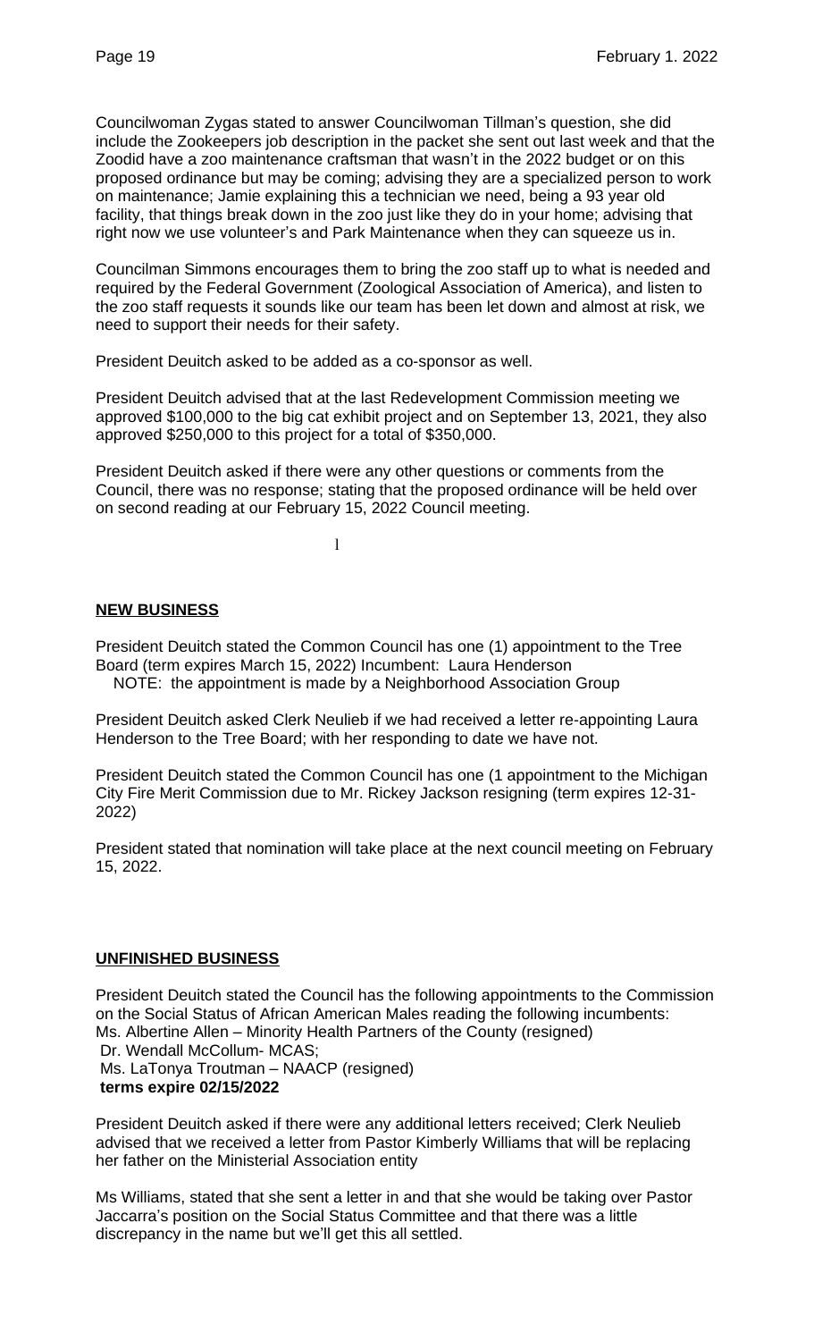Councilwoman Zygas stated to answer Councilwoman Tillman's question, she did include the Zookeepers job description in the packet she sent out last week and that the Zoodid have a zoo maintenance craftsman that wasn't in the 2022 budget or on this proposed ordinance but may be coming; advising they are a specialized person to work on maintenance; Jamie explaining this a technician we need, being a 93 year old facility, that things break down in the zoo just like they do in your home; advising that right now we use volunteer's and Park Maintenance when they can squeeze us in.

Councilman Simmons encourages them to bring the zoo staff up to what is needed and required by the Federal Government (Zoological Association of America), and listen to the zoo staff requests it sounds like our team has been let down and almost at risk, we need to support their needs for their safety.

President Deuitch asked to be added as a co-sponsor as well.

President Deuitch advised that at the last Redevelopment Commission meeting we approved $100,000 to the big cat exhibit project and on September 13, 2021, they also approved $250,000 to this project for a total of $350,000.

President Deuitch asked if there were any other questions or comments from the Council, there was no response; stating that the proposed ordinance will be held over on second reading at our February 15, 2022 Council meeting.

l

**NEW BUSINESS**

President Deuitch stated the Common Council has one (1) appointment to the Tree Board (term expires March 15, 2022) Incumbent: Laura Henderson
NOTE: the appointment is made by a Neighborhood Association Group

President Deuitch asked Clerk Neulieb if we had received a letter re-appointing Laura Henderson to the Tree Board; with her responding to date we have not.

President Deuitch stated the Common Council has one (1 appointment to the Michigan City Fire Merit Commission due to Mr. Rickey Jackson resigning (term expires 12-31-2022)

President stated that nomination will take place at the next council meeting on February 15, 2022.

**UNFINISHED BUSINESS**

President Deuitch stated the Council has the following appointments to the Commission on the Social Status of African American Males reading the following incumbents:
Ms. Albertine Allen – Minority Health Partners of the County (resigned)
Dr. Wendall McCollum- MCAS;
Ms. LaTonya Troutman – NAACP (resigned)
**terms expire 02/15/2022**

President Deuitch asked if there were any additional letters received; Clerk Neulieb advised that we received a letter from Pastor Kimberly Williams that will be replacing her father on the Ministerial Association entity

Ms Williams, stated that she sent a letter in and that she would be taking over Pastor Jaccarra's position on the Social Status Committee and that there was a little discrepancy in the name but we'll get this all settled.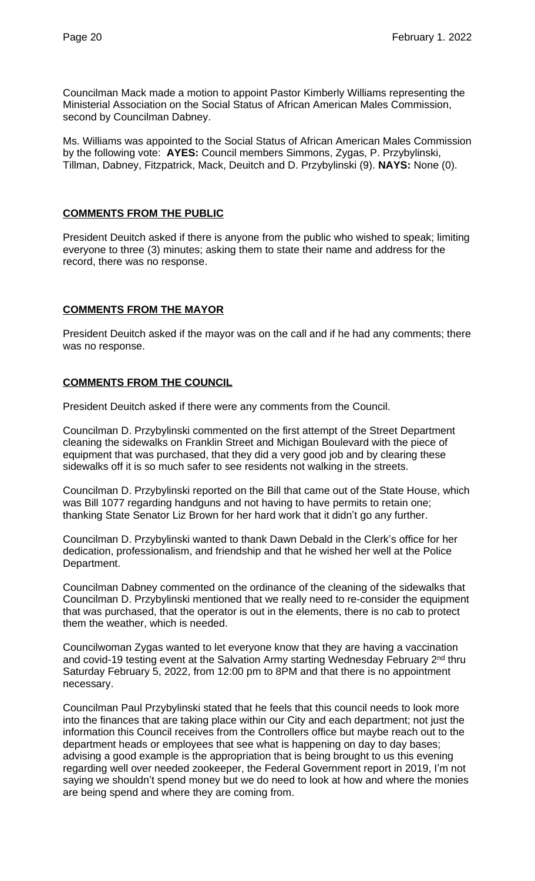Councilman Mack made a motion to appoint Pastor Kimberly Williams representing the Ministerial Association on the Social Status of African American Males Commission, second by Councilman Dabney.

Ms. Williams was appointed to the Social Status of African American Males Commission by the following vote: **AYES:** Council members Simmons, Zygas, P. Przybylinski, Tillman, Dabney, Fitzpatrick, Mack, Deuitch and D. Przybylinski (9). **NAYS:** None (0).

**COMMENTS FROM THE PUBLIC**

President Deuitch asked if there is anyone from the public who wished to speak; limiting everyone to three (3) minutes; asking them to state their name and address for the record, there was no response.

**COMMENTS FROM THE MAYOR**

President Deuitch asked if the mayor was on the call and if he had any comments; there was no response.

**COMMENTS FROM THE COUNCIL**

President Deuitch asked if there were any comments from the Council.

Councilman D. Przybylinski commented on the first attempt of the Street Department cleaning the sidewalks on Franklin Street and Michigan Boulevard with the piece of equipment that was purchased, that they did a very good job and by clearing these sidewalks off it is so much safer to see residents not walking in the streets.

Councilman D. Przybylinski reported on the Bill that came out of the State House, which was Bill 1077 regarding handguns and not having to have permits to retain one; thanking State Senator Liz Brown for her hard work that it didn't go any further.

Councilman D. Przybylinski wanted to thank Dawn Debald in the Clerk's office for her dedication, professionalism, and friendship and that he wished her well at the Police Department.

Councilman Dabney commented on the ordinance of the cleaning of the sidewalks that Councilman D. Przybylinski mentioned that we really need to re-consider the equipment that was purchased, that the operator is out in the elements, there is no cab to protect them the weather, which is needed.

Councilwoman Zygas wanted to let everyone know that they are having a vaccination and covid-19 testing event at the Salvation Army starting Wednesday February 2nd thru Saturday February 5, 2022, from 12:00 pm to 8PM and that there is no appointment necessary.

Councilman Paul Przybylinski stated that he feels that this council needs to look more into the finances that are taking place within our City and each department; not just the information this Council receives from the Controllers office but maybe reach out to the department heads or employees that see what is happening on day to day bases; advising a good example is the appropriation that is being brought to us this evening regarding well over needed zookeeper, the Federal Government report in 2019, I'm not saying we shouldn't spend money but we do need to look at how and where the monies are being spend and where they are coming from.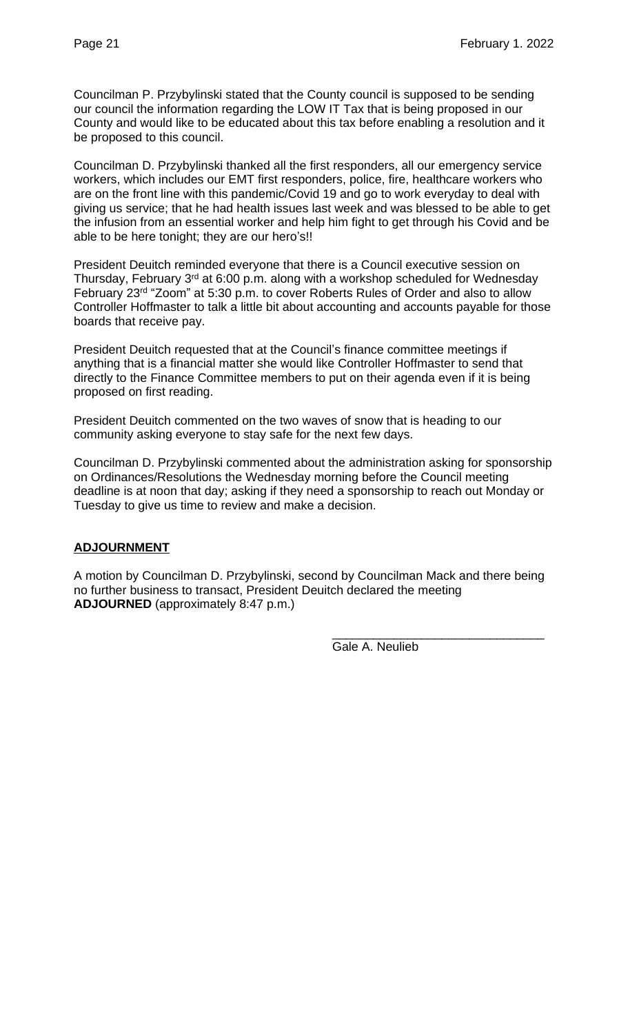Councilman P. Przybylinski stated that the County council is supposed to be sending our council the information regarding the LOW IT Tax that is being proposed in our County and would like to be educated about this tax before enabling a resolution and it be proposed to this council.

Councilman D. Przybylinski thanked all the first responders, all our emergency service workers, which includes our EMT first responders, police, fire, healthcare workers who are on the front line with this pandemic/Covid 19 and go to work everyday to deal with giving us service; that he had health issues last week and was blessed to be able to get the infusion from an essential worker and help him fight to get through his Covid and be able to be here tonight; they are our hero's!!

President Deuitch reminded everyone that there is a Council executive session on Thursday, February 3rd at 6:00 p.m. along with a workshop scheduled for Wednesday February 23rd "Zoom" at 5:30 p.m. to cover Roberts Rules of Order and also to allow Controller Hoffmaster to talk a little bit about accounting and accounts payable for those boards that receive pay.

President Deuitch requested that at the Council's finance committee meetings if anything that is a financial matter she would like Controller Hoffmaster to send that directly to the Finance Committee members to put on their agenda even if it is being proposed on first reading.

President Deuitch commented on the two waves of snow that is heading to our community asking everyone to stay safe for the next few days.

Councilman D. Przybylinski commented about the administration asking for sponsorship on Ordinances/Resolutions the Wednesday morning before the Council meeting deadline is at noon that day; asking if they need a sponsorship to reach out Monday or Tuesday to give us time to review and make a decision.

## ADJOURNMENT

A motion by Councilman D. Przybylinski, second by Councilman Mack and there being no further business to transact, President Deuitch declared the meeting **ADJOURNED** (approximately 8:47 p.m.)

\_\_\_\_\_\_\_\_\_\_\_\_\_\_\_\_\_\_\_\_\_\_\_\_\_\_\_\_\_\_\_\_

Gale A. Neulieb